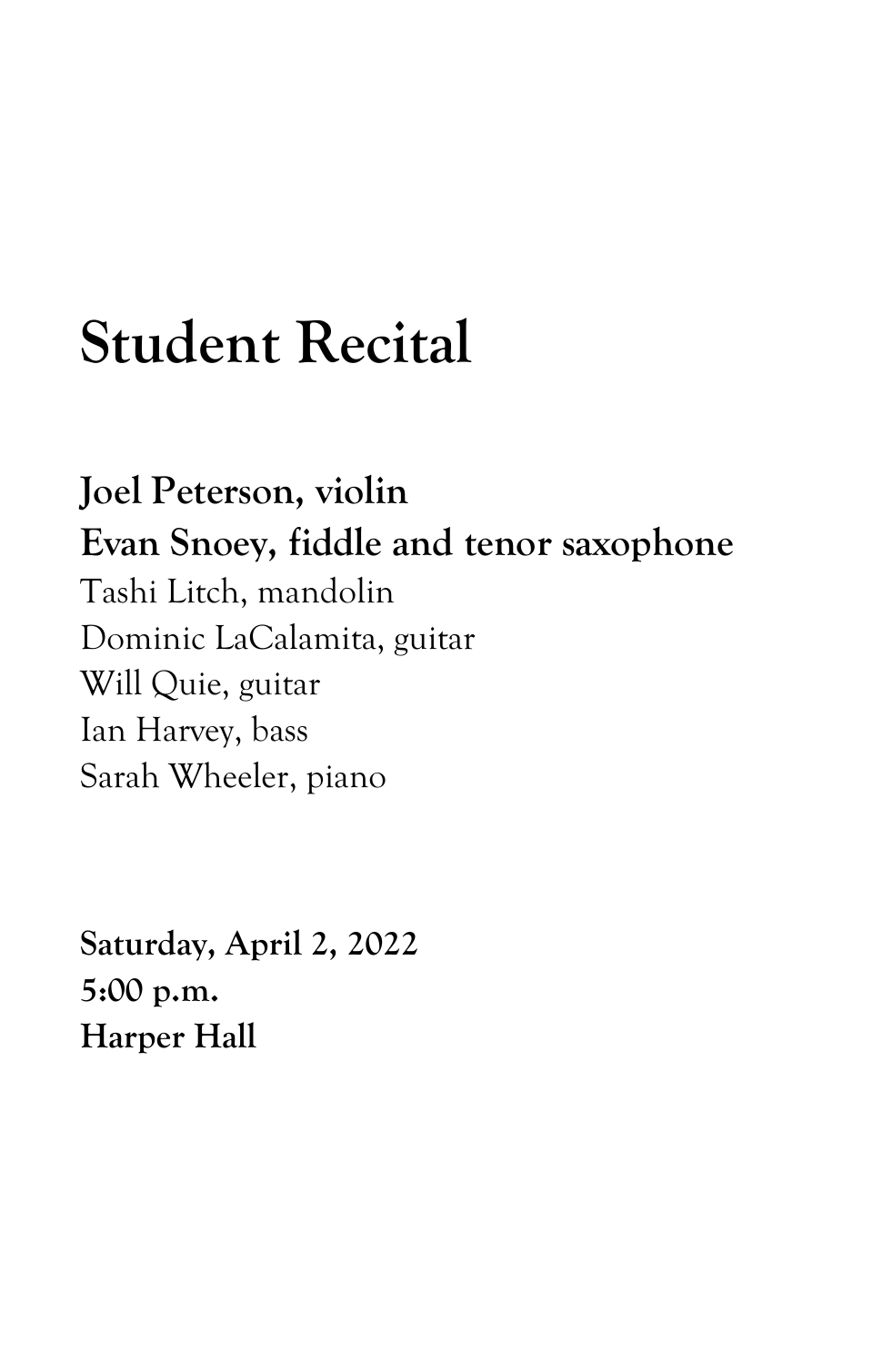# Student Recital

**Joel Peterson, violin**
**Evan Snoey, fiddle and tenor saxophone**
Tashi Litch, mandolin
Dominic LaCalamita, guitar
Will Quie, guitar
Ian Harvey, bass
Sarah Wheeler, piano

**Saturday, April 2, 2022**
**5:00 p.m.**
**Harper Hall**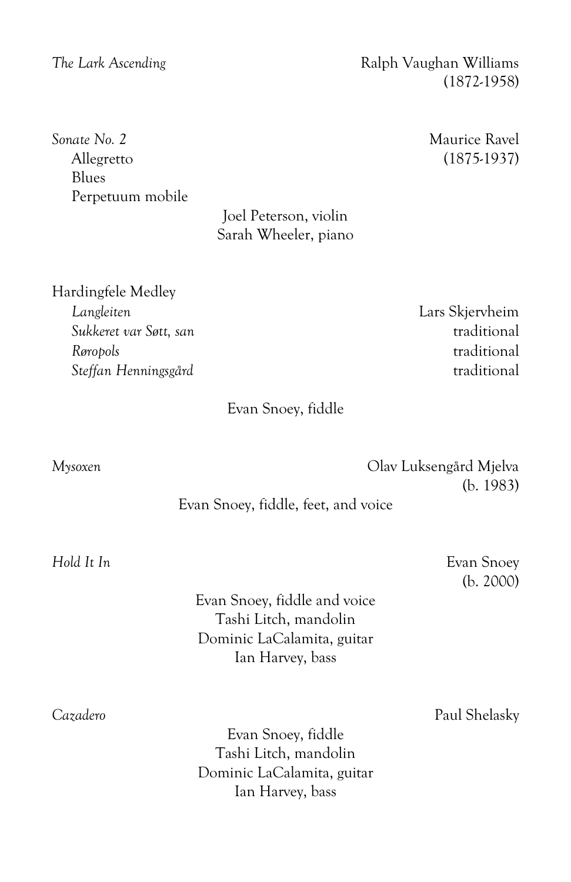*The Lark Ascending* — Ralph Vaughan Williams (1872-1958)

*Sonate No. 2* — Maurice Ravel (1875-1937)

Allegretto
Blues
Perpetuum mobile

Joel Peterson, violin
Sarah Wheeler, piano

Hardingfele Medley

*Langleiten* — Lars Skjervheim
*Sukkeret var Søtt, san* — traditional
*Røropols* — traditional
*Steffan Henningsgård* — traditional

Evan Snoey, fiddle

*Mysoxen* — Olav Luksengård Mjelva (b. 1983)

Evan Snoey, fiddle, feet, and voice

*Hold It In* — Evan Snoey (b. 2000)

Evan Snoey, fiddle and voice
Tashi Litch, mandolin
Dominic LaCalamita, guitar
Ian Harvey, bass

*Cazadero* — Paul Shelasky

Evan Snoey, fiddle
Tashi Litch, mandolin
Dominic LaCalamita, guitar
Ian Harvey, bass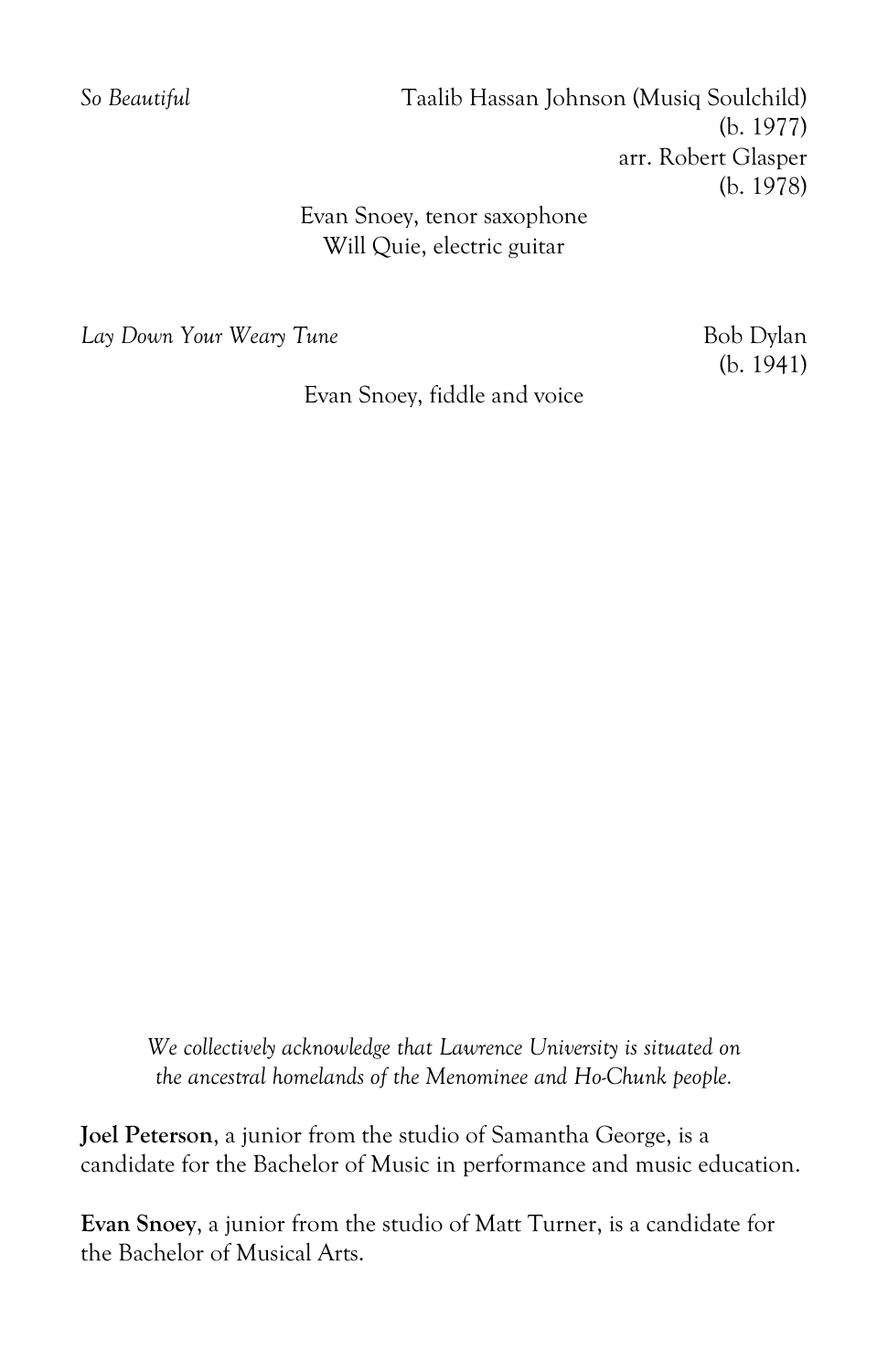*So Beautiful* Taalib Hassan Johnson (Musiq Soulchild)
(b. 1977)
arr. Robert Glasper
(b. 1978)

Evan Snoey, tenor saxophone
Will Quie, electric guitar

*Lay Down Your Weary Tune* Bob Dylan
(b. 1941)

Evan Snoey, fiddle and voice

*We collectively acknowledge that Lawrence University is situated on the ancestral homelands of the Menominee and Ho-Chunk people.*

**Joel Peterson**, a junior from the studio of Samantha George, is a candidate for the Bachelor of Music in performance and music education.

**Evan Snoey**, a junior from the studio of Matt Turner, is a candidate for the Bachelor of Musical Arts.